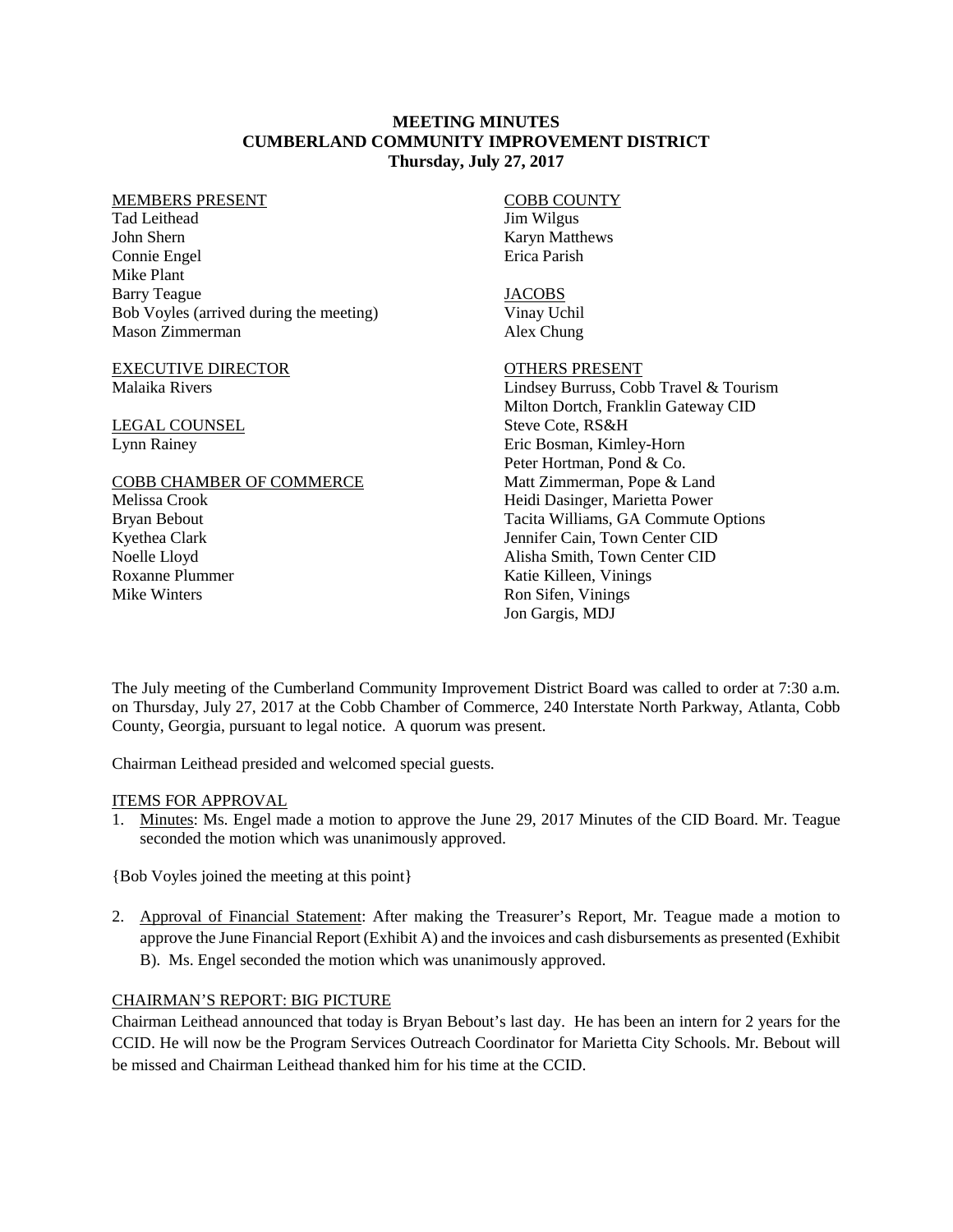# MEETING MINUTES
# CUMBERLAND COMMUNITY IMPROVEMENT DISTRICT
**Thursday, July 27, 2017**

MEMBERS PRESENT
Tad Leithead
John Shern
Connie Engel
Mike Plant
Barry Teague
Bob Voyles (arrived during the meeting)
Mason Zimmerman

EXECUTIVE DIRECTOR
Malaika Rivers

LEGAL COUNSEL
Lynn Rainey

COBB CHAMBER OF COMMERCE
Melissa Crook
Bryan Bebout
Kyethea Clark
Noelle Lloyd
Roxanne Plummer
Mike Winters

COBB COUNTY
Jim Wilgus
Karyn Matthews
Erica Parish

JACOBS
Vinay Uchil
Alex Chung

OTHERS PRESENT
Lindsey Burruss, Cobb Travel & Tourism
Milton Dortch, Franklin Gateway CID
Steve Cote, RS&H
Eric Bosman, Kimley-Horn
Peter Hortman, Pond & Co.
Matt Zimmerman, Pope & Land
Heidi Dasinger, Marietta Power
Tacita Williams, GA Commute Options
Jennifer Cain, Town Center CID
Alisha Smith, Town Center CID
Katie Killeen, Vinings
Ron Sifen, Vinings
Jon Gargis, MDJ

The July meeting of the Cumberland Community Improvement District Board was called to order at 7:30 a.m. on Thursday, July 27, 2017 at the Cobb Chamber of Commerce, 240 Interstate North Parkway, Atlanta, Cobb County, Georgia, pursuant to legal notice. A quorum was present.

Chairman Leithead presided and welcomed special guests.

ITEMS FOR APPROVAL

1. Minutes: Ms. Engel made a motion to approve the June 29, 2017 Minutes of the CID Board. Mr. Teague seconded the motion which was unanimously approved.

{Bob Voyles joined the meeting at this point}

2. Approval of Financial Statement: After making the Treasurer's Report, Mr. Teague made a motion to approve the June Financial Report (Exhibit A) and the invoices and cash disbursements as presented (Exhibit B). Ms. Engel seconded the motion which was unanimously approved.

CHAIRMAN'S REPORT: BIG PICTURE

Chairman Leithead announced that today is Bryan Bebout's last day. He has been an intern for 2 years for the CCID. He will now be the Program Services Outreach Coordinator for Marietta City Schools. Mr. Bebout will be missed and Chairman Leithead thanked him for his time at the CCID.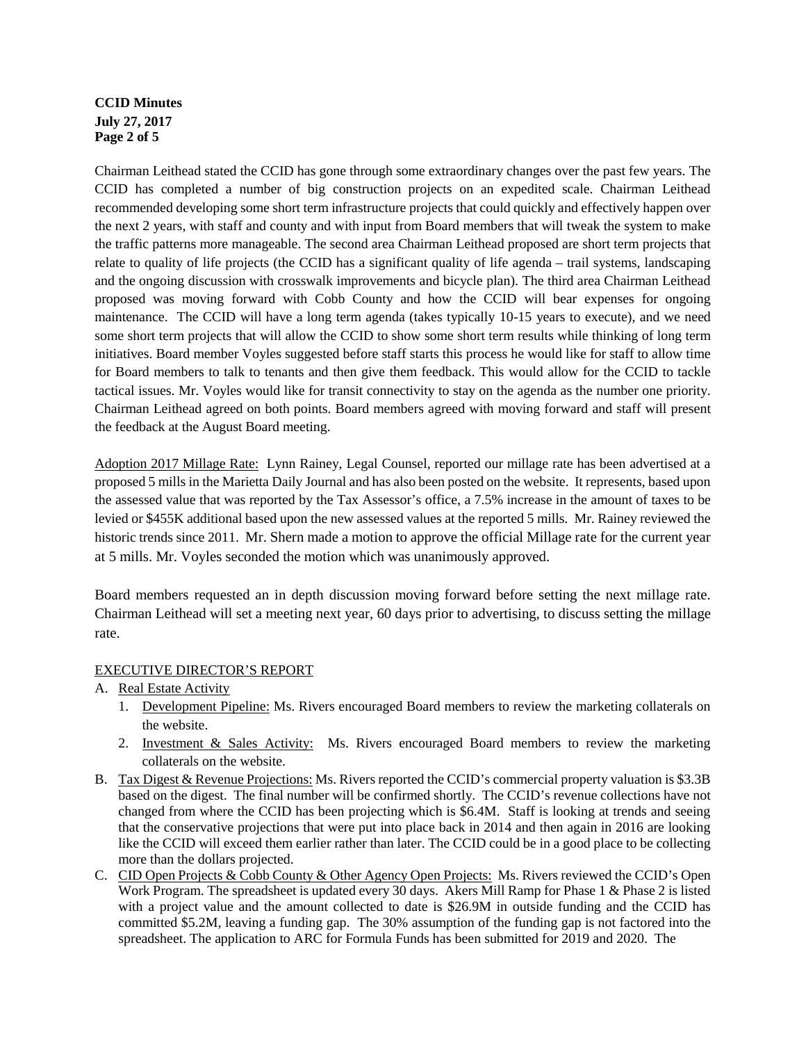Chairman Leithead stated the CCID has gone through some extraordinary changes over the past few years. The CCID has completed a number of big construction projects on an expedited scale. Chairman Leithead recommended developing some short term infrastructure projects that could quickly and effectively happen over the next 2 years, with staff and county and with input from Board members that will tweak the system to make the traffic patterns more manageable. The second area Chairman Leithead proposed are short term projects that relate to quality of life projects (the CCID has a significant quality of life agenda – trail systems, landscaping and the ongoing discussion with crosswalk improvements and bicycle plan). The third area Chairman Leithead proposed was moving forward with Cobb County and how the CCID will bear expenses for ongoing maintenance. The CCID will have a long term agenda (takes typically 10-15 years to execute), and we need some short term projects that will allow the CCID to show some short term results while thinking of long term initiatives. Board member Voyles suggested before staff starts this process he would like for staff to allow time for Board members to talk to tenants and then give them feedback. This would allow for the CCID to tackle tactical issues. Mr. Voyles would like for transit connectivity to stay on the agenda as the number one priority. Chairman Leithead agreed on both points. Board members agreed with moving forward and staff will present the feedback at the August Board meeting.

<u>Adoption 2017 Millage Rate:</u> Lynn Rainey, Legal Counsel, reported our millage rate has been advertised at a proposed 5 mills in the Marietta Daily Journal and has also been posted on the website. It represents, based upon the assessed value that was reported by the Tax Assessor's office, a 7.5% increase in the amount of taxes to be levied or $455K additional based upon the new assessed values at the reported 5 mills. Mr. Rainey reviewed the historic trends since 2011. Mr. Shern made a motion to approve the official Millage rate for the current year at 5 mills. Mr. Voyles seconded the motion which was unanimously approved.

Board members requested an in depth discussion moving forward before setting the next millage rate. Chairman Leithead will set a meeting next year, 60 days prior to advertising, to discuss setting the millage rate.

<u>EXECUTIVE DIRECTOR'S REPORT</u>

A. <u>Real Estate Activity</u>
   1. <u>Development Pipeline:</u> Ms. Rivers encouraged Board members to review the marketing collaterals on the website.
   2. <u>Investment & Sales Activity:</u> Ms. Rivers encouraged Board members to review the marketing collaterals on the website.

B. <u>Tax Digest & Revenue Projections:</u> Ms. Rivers reported the CCID's commercial property valuation is $3.3B based on the digest. The final number will be confirmed shortly. The CCID's revenue collections have not changed from where the CCID has been projecting which is $6.4M. Staff is looking at trends and seeing that the conservative projections that were put into place back in 2014 and then again in 2016 are looking like the CCID will exceed them earlier rather than later. The CCID could be in a good place to be collecting more than the dollars projected.

C. <u>CID Open Projects & Cobb County & Other Agency Open Projects:</u> Ms. Rivers reviewed the CCID's Open Work Program. The spreadsheet is updated every 30 days. Akers Mill Ramp for Phase 1 & Phase 2 is listed with a project value and the amount collected to date is $26.9M in outside funding and the CCID has committed $5.2M, leaving a funding gap. The 30% assumption of the funding gap is not factored into the spreadsheet. The application to ARC for Formula Funds has been submitted for 2019 and 2020. The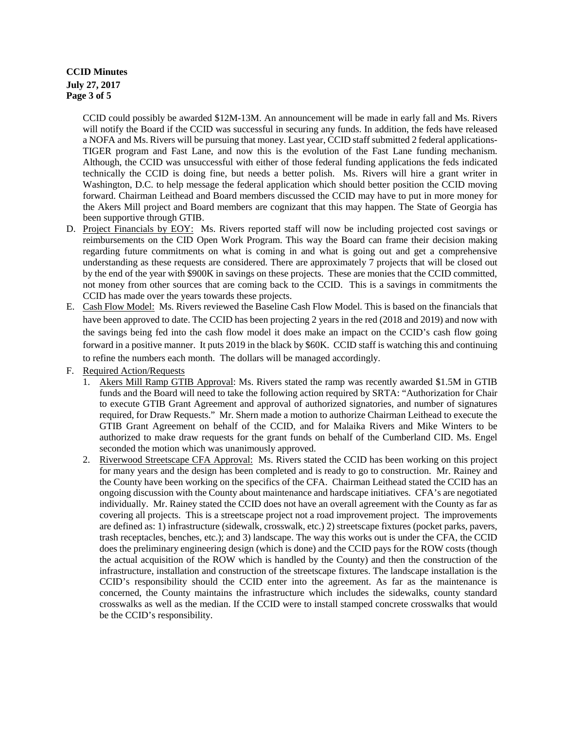CCID could possibly be awarded \$12M-13M. An announcement will be made in early fall and Ms. Rivers will notify the Board if the CCID was successful in securing any funds. In addition, the feds have released a NOFA and Ms. Rivers will be pursuing that money. Last year, CCID staff submitted 2 federal applications-TIGER program and Fast Lane, and now this is the evolution of the Fast Lane funding mechanism. Although, the CCID was unsuccessful with either of those federal funding applications the feds indicated technically the CCID is doing fine, but needs a better polish. Ms. Rivers will hire a grant writer in Washington, D.C. to help message the federal application which should better position the CCID moving forward. Chairman Leithead and Board members discussed the CCID may have to put in more money for the Akers Mill project and Board members are cognizant that this may happen. The State of Georgia has been supportive through GTIB.

D. <u>Project Financials by EOY:</u> Ms. Rivers reported staff will now be including projected cost savings or reimbursements on the CID Open Work Program. This way the Board can frame their decision making regarding future commitments on what is coming in and what is going out and get a comprehensive understanding as these requests are considered. There are approximately 7 projects that will be closed out by the end of the year with \$900K in savings on these projects. These are monies that the CCID committed, not money from other sources that are coming back to the CCID. This is a savings in commitments the CCID has made over the years towards these projects.

E. <u>Cash Flow Model:</u> Ms. Rivers reviewed the Baseline Cash Flow Model. This is based on the financials that have been approved to date. The CCID has been projecting 2 years in the red (2018 and 2019) and now with the savings being fed into the cash flow model it does make an impact on the CCID's cash flow going forward in a positive manner. It puts 2019 in the black by \$60K. CCID staff is watching this and continuing to refine the numbers each month. The dollars will be managed accordingly.

F. <u>Required Action/Requests</u>

1. <u>Akers Mill Ramp GTIB Approval</u>: Ms. Rivers stated the ramp was recently awarded \$1.5M in GTIB funds and the Board will need to take the following action required by SRTA: "Authorization for Chair to execute GTIB Grant Agreement and approval of authorized signatories, and number of signatures required, for Draw Requests." Mr. Shern made a motion to authorize Chairman Leithead to execute the GTIB Grant Agreement on behalf of the CCID, and for Malaika Rivers and Mike Winters to be authorized to make draw requests for the grant funds on behalf of the Cumberland CID. Ms. Engel seconded the motion which was unanimously approved.

2. <u>Riverwood Streetscape CFA Approval:</u> Ms. Rivers stated the CCID has been working on this project for many years and the design has been completed and is ready to go to construction. Mr. Rainey and the County have been working on the specifics of the CFA. Chairman Leithead stated the CCID has an ongoing discussion with the County about maintenance and hardscape initiatives. CFA's are negotiated individually. Mr. Rainey stated the CCID does not have an overall agreement with the County as far as covering all projects. This is a streetscape project not a road improvement project. The improvements are defined as: 1) infrastructure (sidewalk, crosswalk, etc.) 2) streetscape fixtures (pocket parks, pavers, trash receptacles, benches, etc.); and 3) landscape. The way this works out is under the CFA, the CCID does the preliminary engineering design (which is done) and the CCID pays for the ROW costs (though the actual acquisition of the ROW which is handled by the County) and then the construction of the infrastructure, installation and construction of the streetscape fixtures. The landscape installation is the CCID's responsibility should the CCID enter into the agreement. As far as the maintenance is concerned, the County maintains the infrastructure which includes the sidewalks, county standard crosswalks as well as the median. If the CCID were to install stamped concrete crosswalks that would be the CCID's responsibility.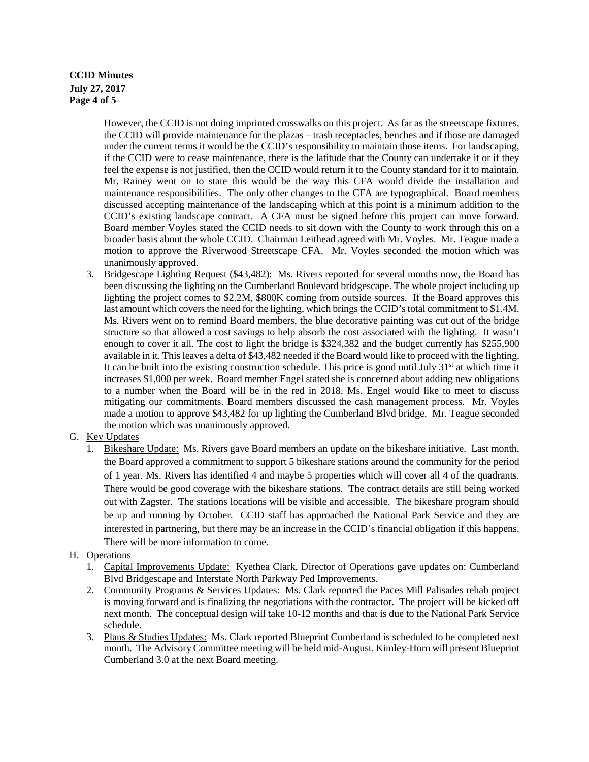However, the CCID is not doing imprinted crosswalks on this project. As far as the streetscape fixtures, the CCID will provide maintenance for the plazas – trash receptacles, benches and if those are damaged under the current terms it would be the CCID's responsibility to maintain those items. For landscaping, if the CCID were to cease maintenance, there is the latitude that the County can undertake it or if they feel the expense is not justified, then the CCID would return it to the County standard for it to maintain. Mr. Rainey went on to state this would be the way this CFA would divide the installation and maintenance responsibilities. The only other changes to the CFA are typographical. Board members discussed accepting maintenance of the landscaping which at this point is a minimum addition to the CCID's existing landscape contract. A CFA must be signed before this project can move forward. Board member Voyles stated the CCID needs to sit down with the County to work through this on a broader basis about the whole CCID. Chairman Leithead agreed with Mr. Voyles. Mr. Teague made a motion to approve the Riverwood Streetscape CFA. Mr. Voyles seconded the motion which was unanimously approved.

3. Bridgescape Lighting Request ($43,482): Ms. Rivers reported for several months now, the Board has been discussing the lighting on the Cumberland Boulevard bridgescape. The whole project including up lighting the project comes to $2.2M, $800K coming from outside sources. If the Board approves this last amount which covers the need for the lighting, which brings the CCID's total commitment to $1.4M. Ms. Rivers went on to remind Board members, the blue decorative painting was cut out of the bridge structure so that allowed a cost savings to help absorb the cost associated with the lighting. It wasn't enough to cover it all. The cost to light the bridge is $324,382 and the budget currently has $255,900 available in it. This leaves a delta of $43,482 needed if the Board would like to proceed with the lighting. It can be built into the existing construction schedule. This price is good until July 31st at which time it increases $1,000 per week. Board member Engel stated she is concerned about adding new obligations to a number when the Board will be in the red in 2018. Ms. Engel would like to meet to discuss mitigating our commitments. Board members discussed the cash management process. Mr. Voyles made a motion to approve $43,482 for up lighting the Cumberland Blvd bridge. Mr. Teague seconded the motion which was unanimously approved.

G. Key Updates

1. Bikeshare Update: Ms. Rivers gave Board members an update on the bikeshare initiative. Last month, the Board approved a commitment to support 5 bikeshare stations around the community for the period of 1 year. Ms. Rivers has identified 4 and maybe 5 properties which will cover all 4 of the quadrants. There would be good coverage with the bikeshare stations. The contract details are still being worked out with Zagster. The stations locations will be visible and accessible. The bikeshare program should be up and running by October. CCID staff has approached the National Park Service and they are interested in partnering, but there may be an increase in the CCID's financial obligation if this happens. There will be more information to come.

H. Operations

1. Capital Improvements Update: Kyethea Clark, Director of Operations gave updates on: Cumberland Blvd Bridgescape and Interstate North Parkway Ped Improvements.
2. Community Programs & Services Updates: Ms. Clark reported the Paces Mill Palisades rehab project is moving forward and is finalizing the negotiations with the contractor. The project will be kicked off next month. The conceptual design will take 10-12 months and that is due to the National Park Service schedule.
3. Plans & Studies Updates: Ms. Clark reported Blueprint Cumberland is scheduled to be completed next month. The Advisory Committee meeting will be held mid-August. Kimley-Horn will present Blueprint Cumberland 3.0 at the next Board meeting.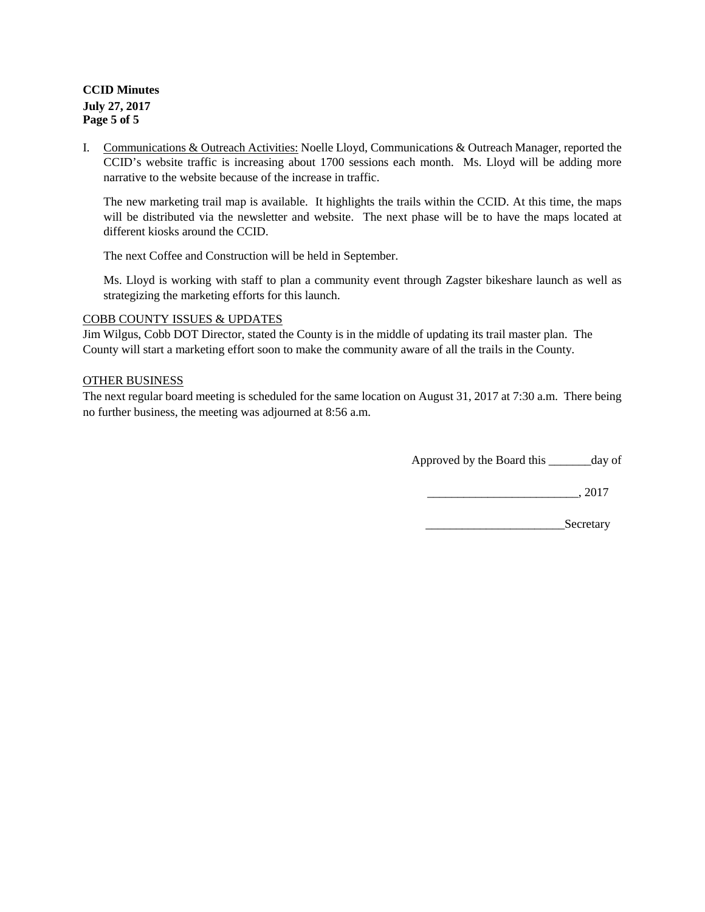I. <u>Communications & Outreach Activities:</u> Noelle Lloyd, Communications & Outreach Manager, reported the CCID's website traffic is increasing about 1700 sessions each month. Ms. Lloyd will be adding more narrative to the website because of the increase in traffic.

   The new marketing trail map is available. It highlights the trails within the CCID. At this time, the maps will be distributed via the newsletter and website. The next phase will be to have the maps located at different kiosks around the CCID.

   The next Coffee and Construction will be held in September.

   Ms. Lloyd is working with staff to plan a community event through Zagster bikeshare launch as well as strategizing the marketing efforts for this launch.

<u>COBB COUNTY ISSUES & UPDATES</u>

Jim Wilgus, Cobb DOT Director, stated the County is in the middle of updating its trail master plan. The County will start a marketing effort soon to make the community aware of all the trails in the County.

<u>OTHER BUSINESS</u>

The next regular board meeting is scheduled for the same location on August 31, 2017 at 7:30 a.m. There being no further business, the meeting was adjourned at 8:56 a.m.

Approved by the Board this _______day of

_________________________, 2017

_______________________Secretary